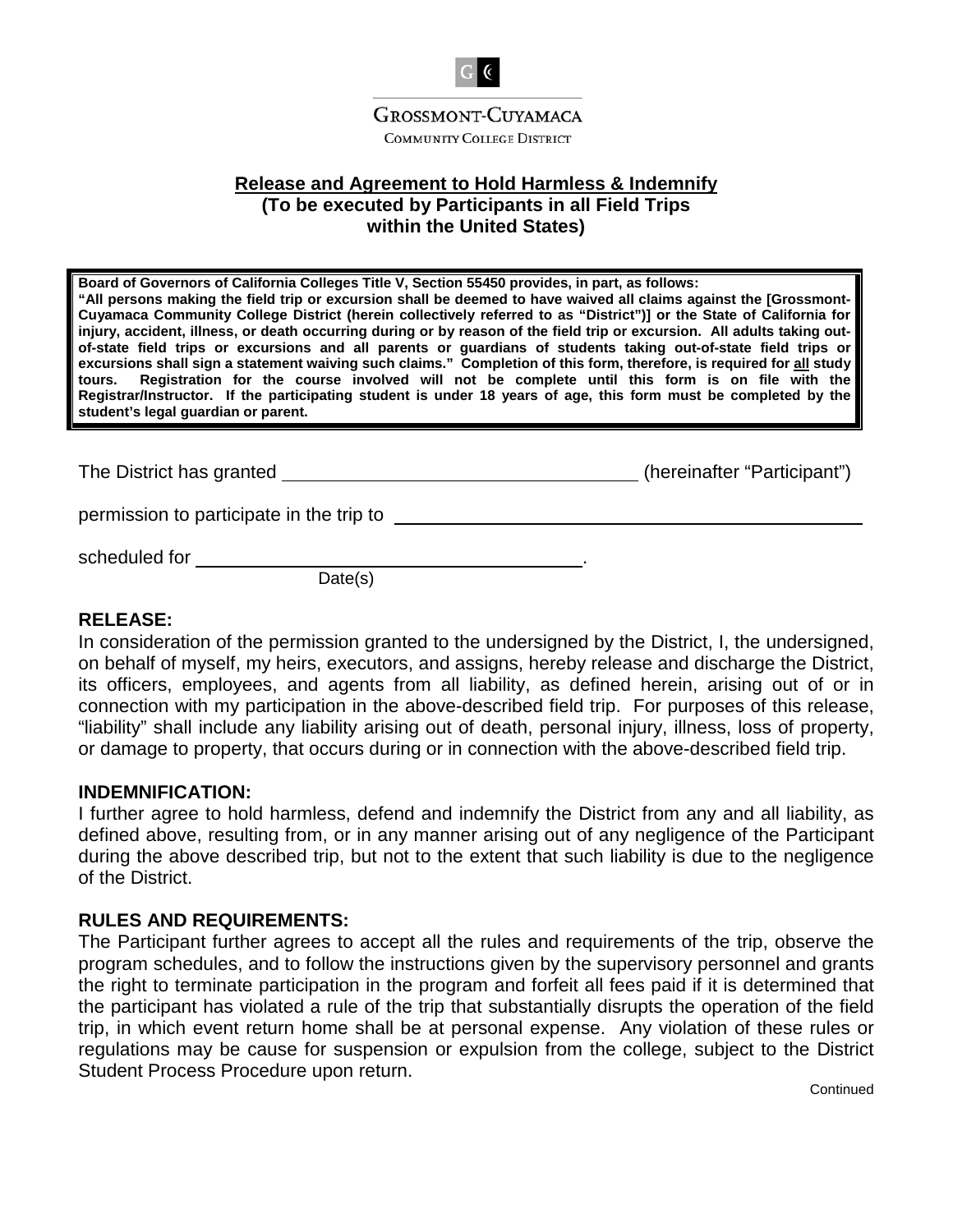GROSSMONT-CUYAMACA
COMMUNITY COLLEGE DISTRICT

## Release and Agreement to Hold Harmless & Indemnify

**(To be executed by Participants in all Field Trips within the United States)**

**Board of Governors of California Colleges Title V, Section 55450 provides, in part, as follows:**
**"All persons making the field trip or excursion shall be deemed to have waived all claims against the [Grossmont-Cuyamaca Community College District (herein collectively referred to as "District")] or the State of California for injury, accident, illness, or death occurring during or by reason of the field trip or excursion. All adults taking out-of-state field trips or excursions and all parents or guardians of students taking out-of-state field trips or excursions shall sign a statement waiving such claims." Completion of this form, therefore, is required for all study tours. Registration for the course involved will not be complete until this form is on file with the Registrar/Instructor. If the participating student is under 18 years of age, this form must be completed by the student's legal guardian or parent.**

The District has granted ______________________________ (hereinafter "Participant")

permission to participate in the trip to ______________________________________

scheduled for ____________________________________.
Date(s)

### RELEASE:

In consideration of the permission granted to the undersigned by the District, I, the undersigned, on behalf of myself, my heirs, executors, and assigns, hereby release and discharge the District, its officers, employees, and agents from all liability, as defined herein, arising out of or in connection with my participation in the above-described field trip. For purposes of this release, "liability" shall include any liability arising out of death, personal injury, illness, loss of property, or damage to property, that occurs during or in connection with the above-described field trip.

### INDEMNIFICATION:

I further agree to hold harmless, defend and indemnify the District from any and all liability, as defined above, resulting from, or in any manner arising out of any negligence of the Participant during the above described trip, but not to the extent that such liability is due to the negligence of the District.

### RULES AND REQUIREMENTS:

The Participant further agrees to accept all the rules and requirements of the trip, observe the program schedules, and to follow the instructions given by the supervisory personnel and grants the right to terminate participation in the program and forfeit all fees paid if it is determined that the participant has violated a rule of the trip that substantially disrupts the operation of the field trip, in which event return home shall be at personal expense. Any violation of these rules or regulations may be cause for suspension or expulsion from the college, subject to the District Student Process Procedure upon return.

Continued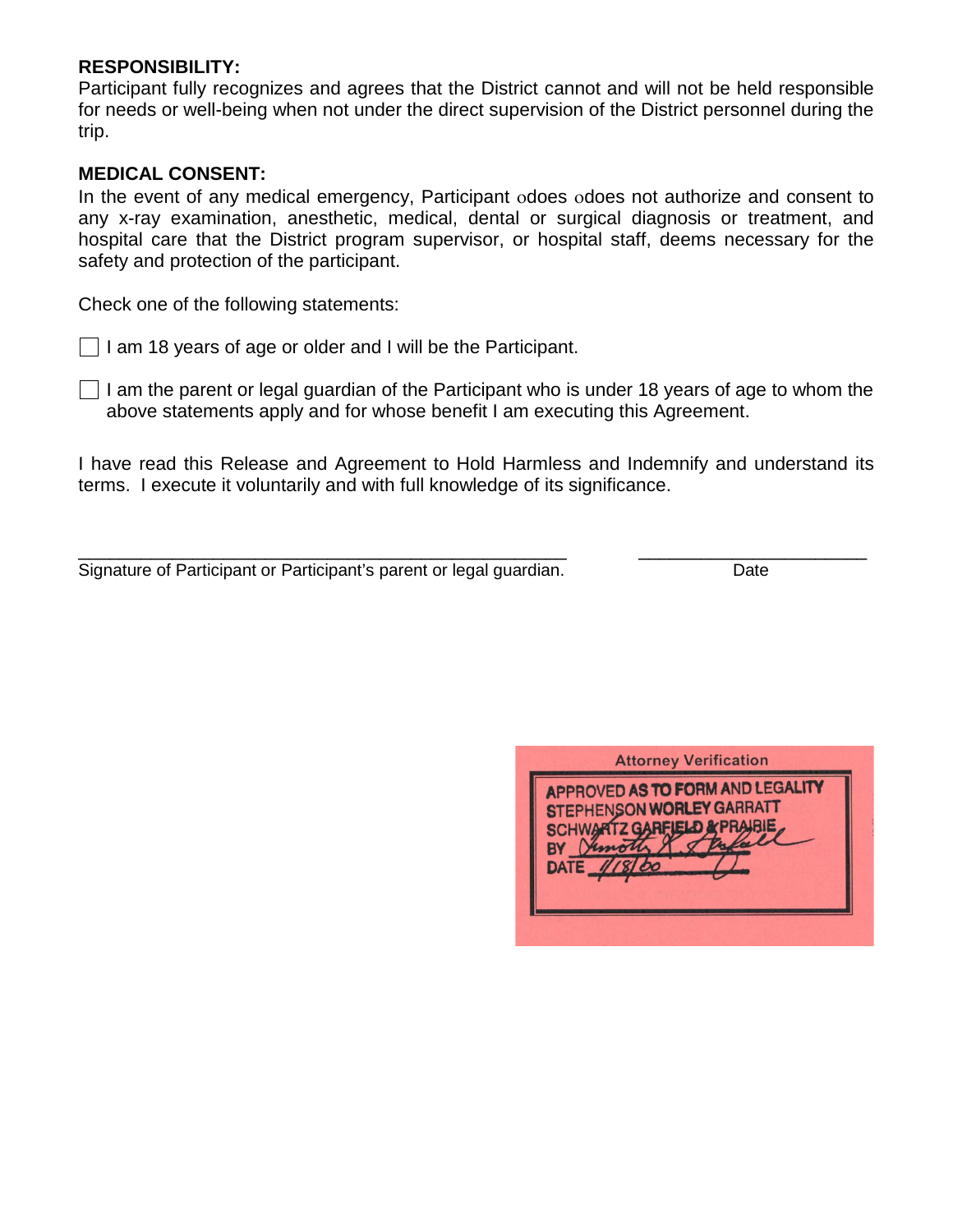**RESPONSIBILITY:**
Participant fully recognizes and agrees that the District cannot and will not be held responsible for needs or well-being when not under the direct supervision of the District personnel during the trip.

**MEDICAL CONSENT:**
In the event of any medical emergency, Participant ○does ○does not authorize and consent to any x-ray examination, anesthetic, medical, dental or surgical diagnosis or treatment, and hospital care that the District program supervisor, or hospital staff, deems necessary for the safety and protection of the participant.

Check one of the following statements:

☐ I am 18 years of age or older and I will be the Participant.

☐ I am the parent or legal guardian of the Participant who is under 18 years of age to whom the above statements apply and for whose benefit I am executing this Agreement.

I have read this Release and Agreement to Hold Harmless and Indemnify and understand its terms. I execute it voluntarily and with full knowledge of its significance.

_______________________________________________ _____________________

Signature of Participant or Participant's parent or legal guardian. Date

Attorney Verification

APPROVED AS TO FORM AND LEGALITY
STEPHENSON WORLEY GARRATT
SCHWARTZ GARFIELD & PRAIRIE
BY ________
DATE 1/18/00